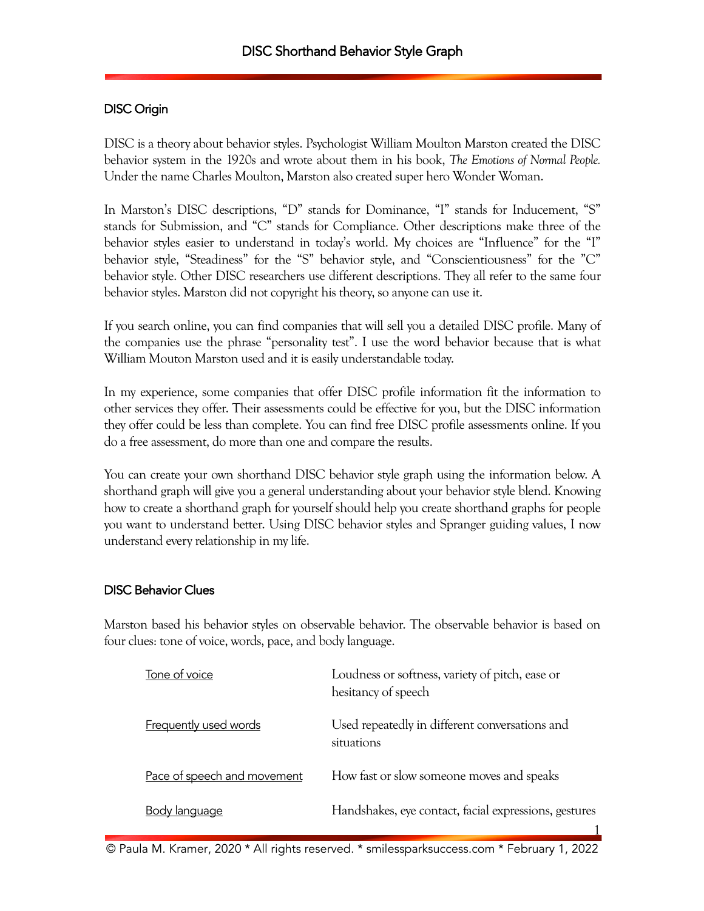# DISC Shorthand Behavior Style Graph

## DISC Origin

DISC is a theory about behavior styles. Psychologist William Moulton Marston created the DISC behavior system in the 1920s and wrote about them in his book, *The Emotions of Normal People.* Under the name Charles Moulton, Marston also created super hero Wonder Woman.

In Marston's DISC descriptions, "D" stands for Dominance, "I" stands for Inducement, "S" stands for Submission, and "C" stands for Compliance. Other descriptions make three of the behavior styles easier to understand in today's world. My choices are "Influence" for the "I" behavior style, "Steadiness" for the "S" behavior style, and "Conscientiousness" for the "C" behavior style. Other DISC researchers use different descriptions. They all refer to the same four behavior styles. Marston did not copyright his theory, so anyone can use it.

If you search online, you can find companies that will sell you a detailed DISC profile. Many of the companies use the phrase "personality test". I use the word behavior because that is what William Mouton Marston used and it is easily understandable today.

In my experience, some companies that offer DISC profile information fit the information to other services they offer. Their assessments could be effective for you, but the DISC information they offer could be less than complete. You can find free DISC profile assessments online. If you do a free assessment, do more than one and compare the results.

You can create your own shorthand DISC behavior style graph using the information below. A shorthand graph will give you a general understanding about your behavior style blend. Knowing how to create a shorthand graph for yourself should help you create shorthand graphs for people you want to understand better. Using DISC behavior styles and Spranger guiding values, I now understand every relationship in my life.

## DISC Behavior Clues

Marston based his behavior styles on observable behavior. The observable behavior is based on four clues: tone of voice, words, pace, and body language.

| | |
|---|---|
| Tone of voice | Loudness or softness, variety of pitch, ease or hesitancy of speech |
| Frequently used words | Used repeatedly in different conversations and situations |
| Pace of speech and movement | How fast or slow someone moves and speaks |
| Body language | Handshakes, eye contact, facial expressions, gestures |

© Paula M. Kramer, 2020 * All rights reserved. * smilessparksuccess.com * February 1, 2022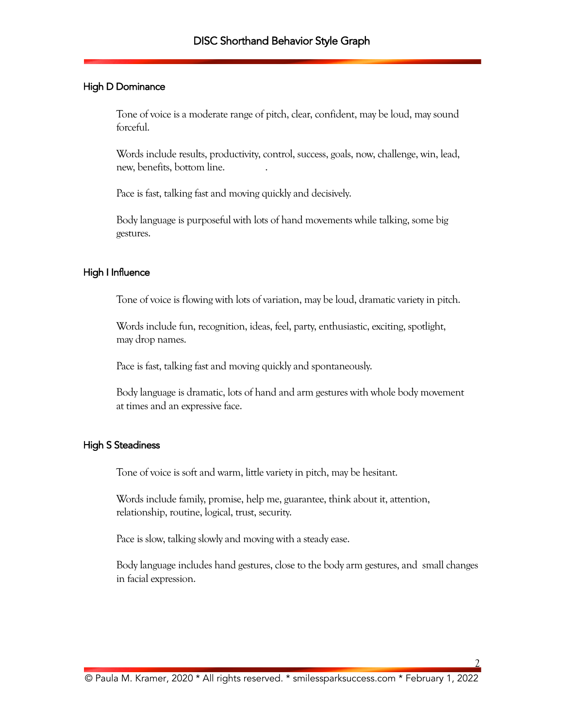## High D Dominance

Tone of voice is a moderate range of pitch, clear, confident, may be loud, may sound forceful.

Words include results, productivity, control, success, goals, now, challenge, win, lead, new, benefits, bottom line.

Pace is fast, talking fast and moving quickly and decisively.

Body language is purposeful with lots of hand movements while talking, some big gestures.

## High I Influence

Tone of voice is flowing with lots of variation, may be loud, dramatic variety in pitch.

Words include fun, recognition, ideas, feel, party, enthusiastic, exciting, spotlight, may drop names.

Pace is fast, talking fast and moving quickly and spontaneously.

Body language is dramatic, lots of hand and arm gestures with whole body movement at times and an expressive face.

## High S Steadiness

Tone of voice is soft and warm, little variety in pitch, may be hesitant.

Words include family, promise, help me, guarantee, think about it, attention, relationship, routine, logical, trust, security.

Pace is slow, talking slowly and moving with a steady ease.

Body language includes hand gestures, close to the body arm gestures, and small changes in facial expression.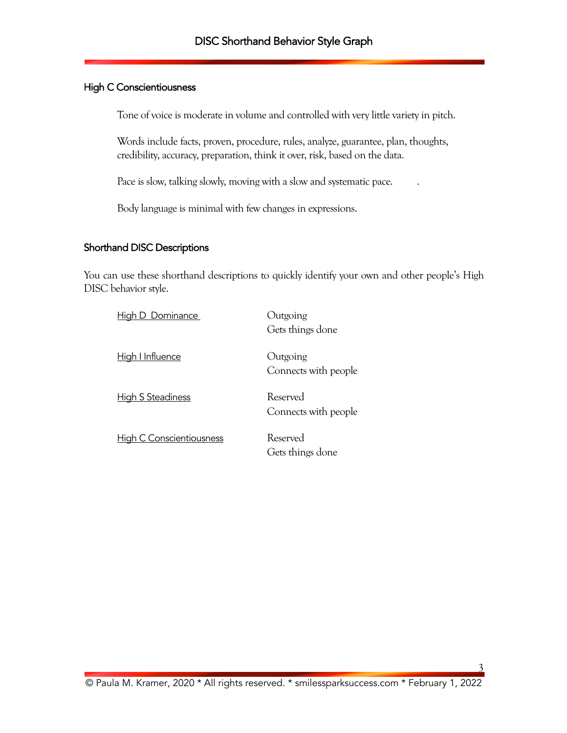## High C Conscientiousness

Tone of voice is moderate in volume and controlled with very little variety in pitch.

Words include facts, proven, procedure, rules, analyze, guarantee, plan, thoughts, credibility, accuracy, preparation, think it over, risk, based on the data.

Pace is slow, talking slowly, moving with a slow and systematic pace.

Body language is minimal with few changes in expressions.

## Shorthand DISC Descriptions

You can use these shorthand descriptions to quickly identify your own and other people's High DISC behavior style.

| | |
|---|---|
| High D Dominance | Outgoing<br>Gets things done |
| High I Influence | Outgoing<br>Connects with people |
| High S Steadiness | Reserved<br>Connects with people |
| High C Conscientiousness | Reserved<br>Gets things done |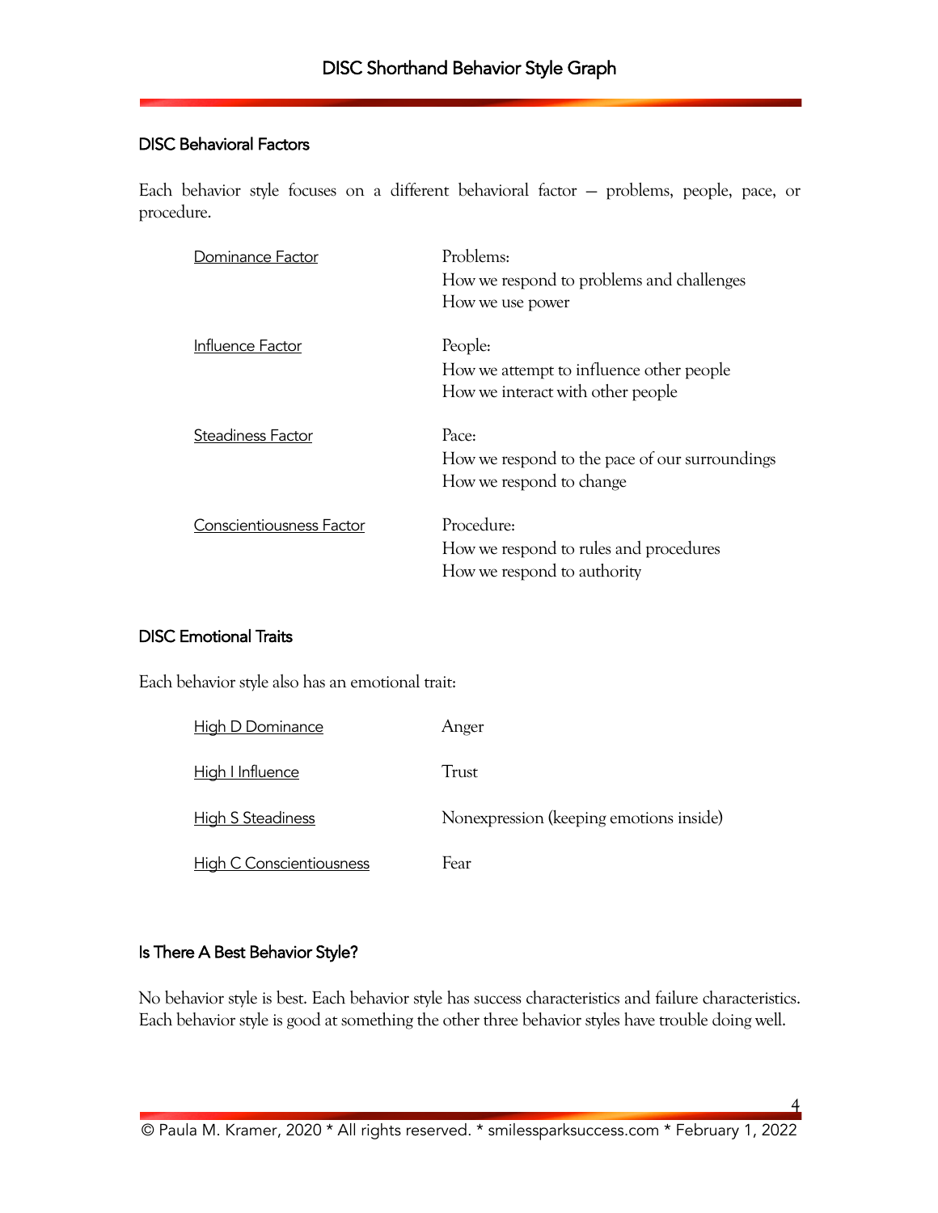## DISC Behavioral Factors

Each behavior style focuses on a different behavioral factor — problems, people, pace, or procedure.

| | |
|---|---|
| Dominance Factor | Problems:<br>How we respond to problems and challenges<br>How we use power |
| Influence Factor | People:<br>How we attempt to influence other people<br>How we interact with other people |
| Steadiness Factor | Pace:<br>How we respond to the pace of our surroundings<br>How we respond to change |
| Conscientiousness Factor | Procedure:<br>How we respond to rules and procedures<br>How we respond to authority |

## DISC Emotional Traits

Each behavior style also has an emotional trait:

| | |
|---|---|
| High D Dominance | Anger |
| High I Influence | Trust |
| High S Steadiness | Nonexpression (keeping emotions inside) |
| High C Conscientiousness | Fear |

## Is There A Best Behavior Style?

No behavior style is best. Each behavior style has success characteristics and failure characteristics. Each behavior style is good at something the other three behavior styles have trouble doing well.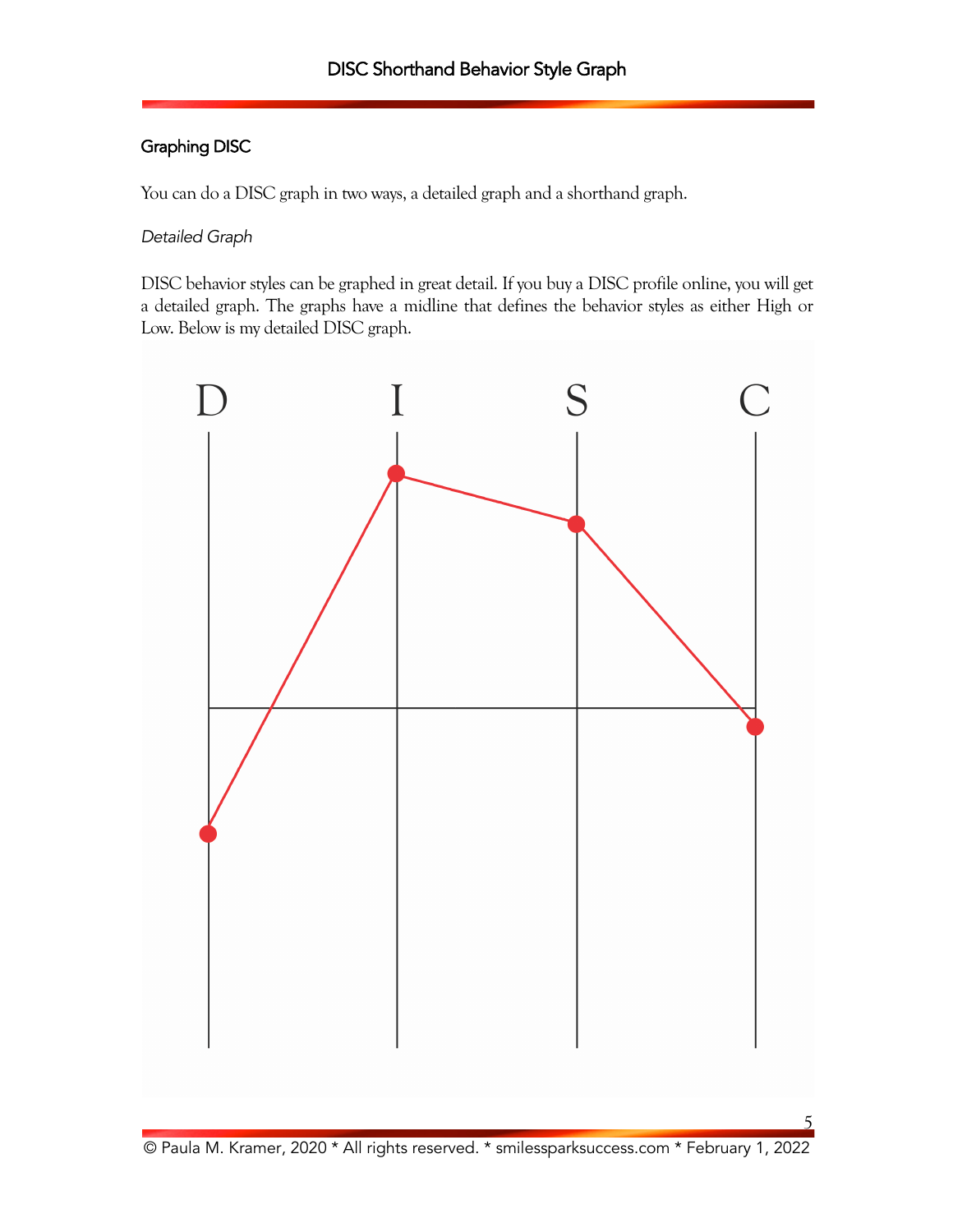## Graphing DISC

You can do a DISC graph in two ways, a detailed graph and a shorthand graph.

*Detailed Graph*

DISC behavior styles can be graphed in great detail. If you buy a DISC profile online, you will get a detailed graph. The graphs have a midline that defines the behavior styles as either High or Low. Below is my detailed DISC graph.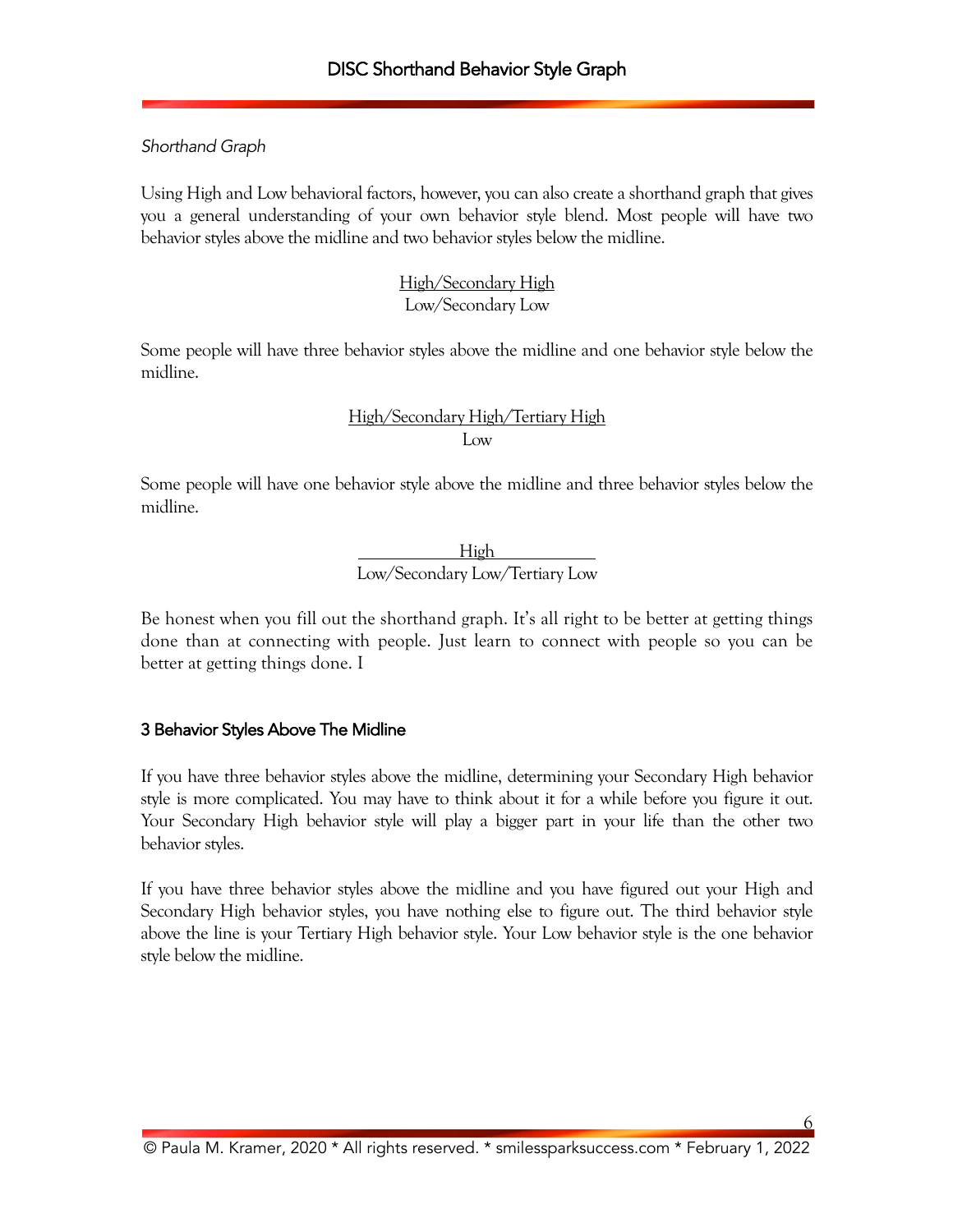*Shorthand Graph*

Using High and Low behavioral factors, however, you can also create a shorthand graph that gives you a general understanding of your own behavior style blend. Most people will have two behavior styles above the midline and two behavior styles below the midline.

<u>High/Secondary High</u>
Low/Secondary Low

Some people will have three behavior styles above the midline and one behavior style below the midline.

<u>High/Secondary High/Tertiary High</u>
Low

Some people will have one behavior style above the midline and three behavior styles below the midline.

<u>High</u>
Low/Secondary Low/Tertiary Low

Be honest when you fill out the shorthand graph. It's all right to be better at getting things done than at connecting with people. Just learn to connect with people so you can be better at getting things done. I

## 3 Behavior Styles Above The Midline

If you have three behavior styles above the midline, determining your Secondary High behavior style is more complicated. You may have to think about it for a while before you figure it out. Your Secondary High behavior style will play a bigger part in your life than the other two behavior styles.

If you have three behavior styles above the midline and you have figured out your High and Secondary High behavior styles, you have nothing else to figure out. The third behavior style above the line is your Tertiary High behavior style. Your Low behavior style is the one behavior style below the midline.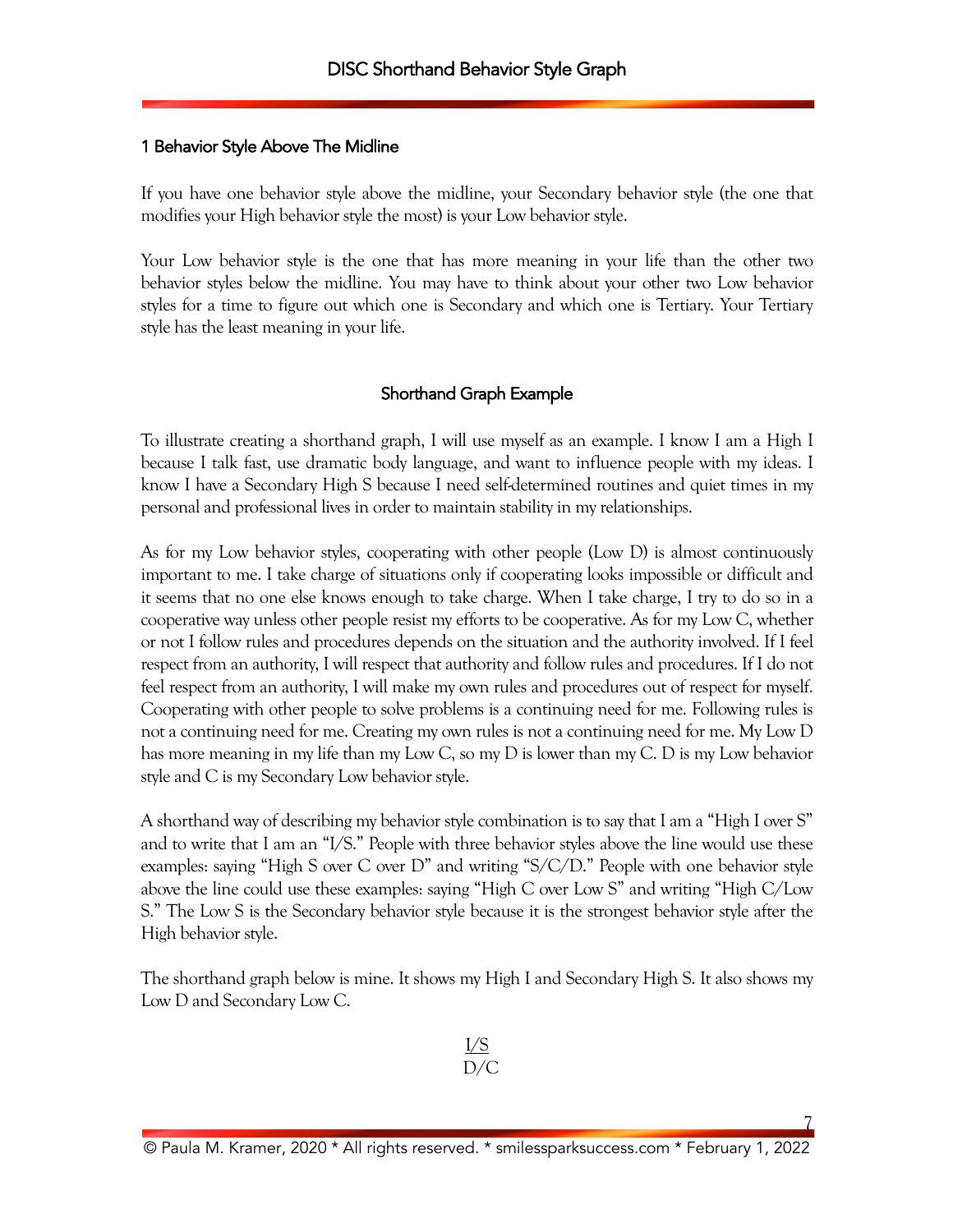## 1 Behavior Style Above The Midline

If you have one behavior style above the midline, your Secondary behavior style (the one that modifies your High behavior style the most) is your Low behavior style.

Your Low behavior style is the one that has more meaning in your life than the other two behavior styles below the midline. You may have to think about your other two Low behavior styles for a time to figure out which one is Secondary and which one is Tertiary. Your Tertiary style has the least meaning in your life.

### Shorthand Graph Example

To illustrate creating a shorthand graph, I will use myself as an example. I know I am a High I because I talk fast, use dramatic body language, and want to influence people with my ideas. I know I have a Secondary High S because I need self-determined routines and quiet times in my personal and professional lives in order to maintain stability in my relationships.

As for my Low behavior styles, cooperating with other people (Low D) is almost continuously important to me. I take charge of situations only if cooperating looks impossible or difficult and it seems that no one else knows enough to take charge. When I take charge, I try to do so in a cooperative way unless other people resist my efforts to be cooperative. As for my Low C, whether or not I follow rules and procedures depends on the situation and the authority involved. If I feel respect from an authority, I will respect that authority and follow rules and procedures. If I do not feel respect from an authority, I will make my own rules and procedures out of respect for myself. Cooperating with other people to solve problems is a continuing need for me. Following rules is not a continuing need for me. Creating my own rules is not a continuing need for me. My Low D has more meaning in my life than my Low C, so my D is lower than my C. D is my Low behavior style and C is my Secondary Low behavior style.

A shorthand way of describing my behavior style combination is to say that I am a "High I over S" and to write that I am an "I/S." People with three behavior styles above the line would use these examples: saying "High S over C over D" and writing "S/C/D." People with one behavior style above the line could use these examples: saying "High C over Low S" and writing "High C/Low S." The Low S is the Secondary behavior style because it is the strongest behavior style after the High behavior style.

The shorthand graph below is mine. It shows my High I and Secondary High S. It also shows my Low D and Secondary Low C.

<u>I/S</u>
D/C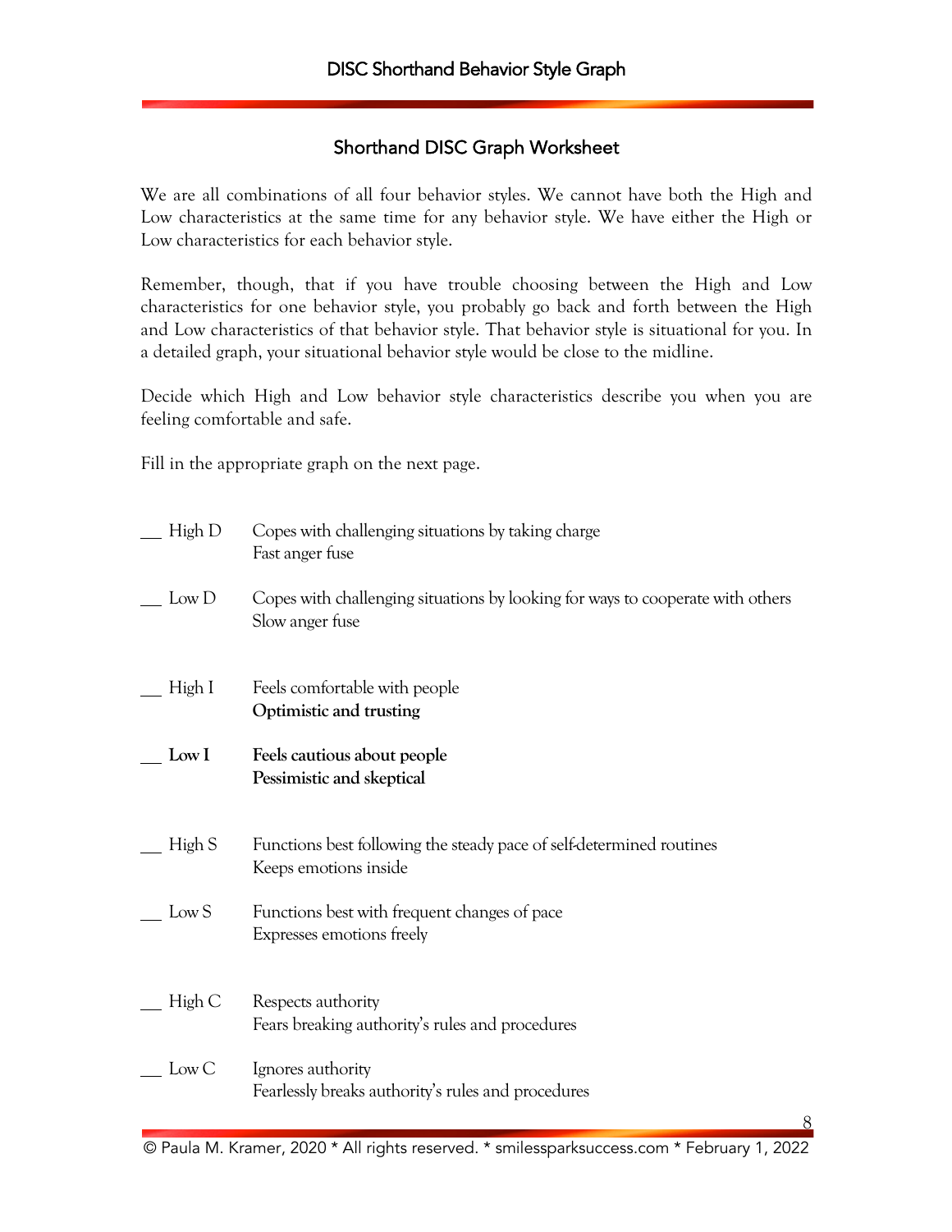## Shorthand DISC Graph Worksheet

We are all combinations of all four behavior styles. We cannot have both the High and Low characteristics at the same time for any behavior style. We have either the High or Low characteristics for each behavior style.

Remember, though, that if you have trouble choosing between the High and Low characteristics for one behavior style, you probably go back and forth between the High and Low characteristics of that behavior style. That behavior style is situational for you. In a detailed graph, your situational behavior style would be close to the midline.

Decide which High and Low behavior style characteristics describe you when you are feeling comfortable and safe.

Fill in the appropriate graph on the next page.

| | |
|---|---|
| ___ High D | Copes with challenging situations by taking charge<br>Fast anger fuse |
| ___ Low D | Copes with challenging situations by looking for ways to cooperate with others<br>Slow anger fuse |
| ___ High I | Feels comfortable with people<br>**Optimistic and trusting** |
| ___ **Low I** | **Feels cautious about people**<br>**Pessimistic and skeptical** |
| ___ High S | Functions best following the steady pace of self-determined routines<br>Keeps emotions inside |
| ___ Low S | Functions best with frequent changes of pace<br>Expresses emotions freely |
| ___ High C | Respects authority<br>Fears breaking authority's rules and procedures |
| ___ Low C | Ignores authority<br>Fearlessly breaks authority's rules and procedures |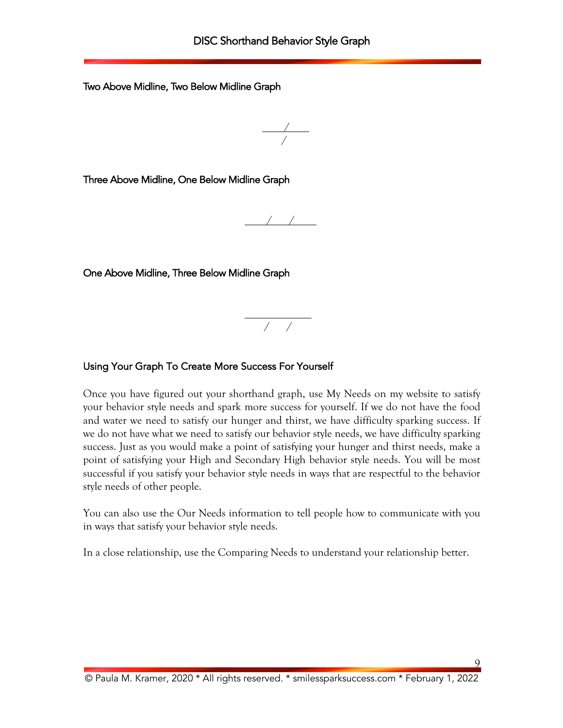Two Above Midline, Two Below Midline Graph

```
 ___/___
   /
```

Three Above Midline, One Below Midline Graph

```
 ____/___/_____
```

One Above Midline, Three Below Midline Graph

```
 ______________
    /    /
```

## Using Your Graph To Create More Success For Yourself

Once you have figured out your shorthand graph, use My Needs on my website to satisfy your behavior style needs and spark more success for yourself. If we do not have the food and water we need to satisfy our hunger and thirst, we have difficulty sparking success. If we do not have what we need to satisfy our behavior style needs, we have difficulty sparking success. Just as you would make a point of satisfying your hunger and thirst needs, make a point of satisfying your High and Secondary High behavior style needs. You will be most successful if you satisfy your behavior style needs in ways that are respectful to the behavior style needs of other people.

You can also use the Our Needs information to tell people how to communicate with you in ways that satisfy your behavior style needs.

In a close relationship, use the Comparing Needs to understand your relationship better.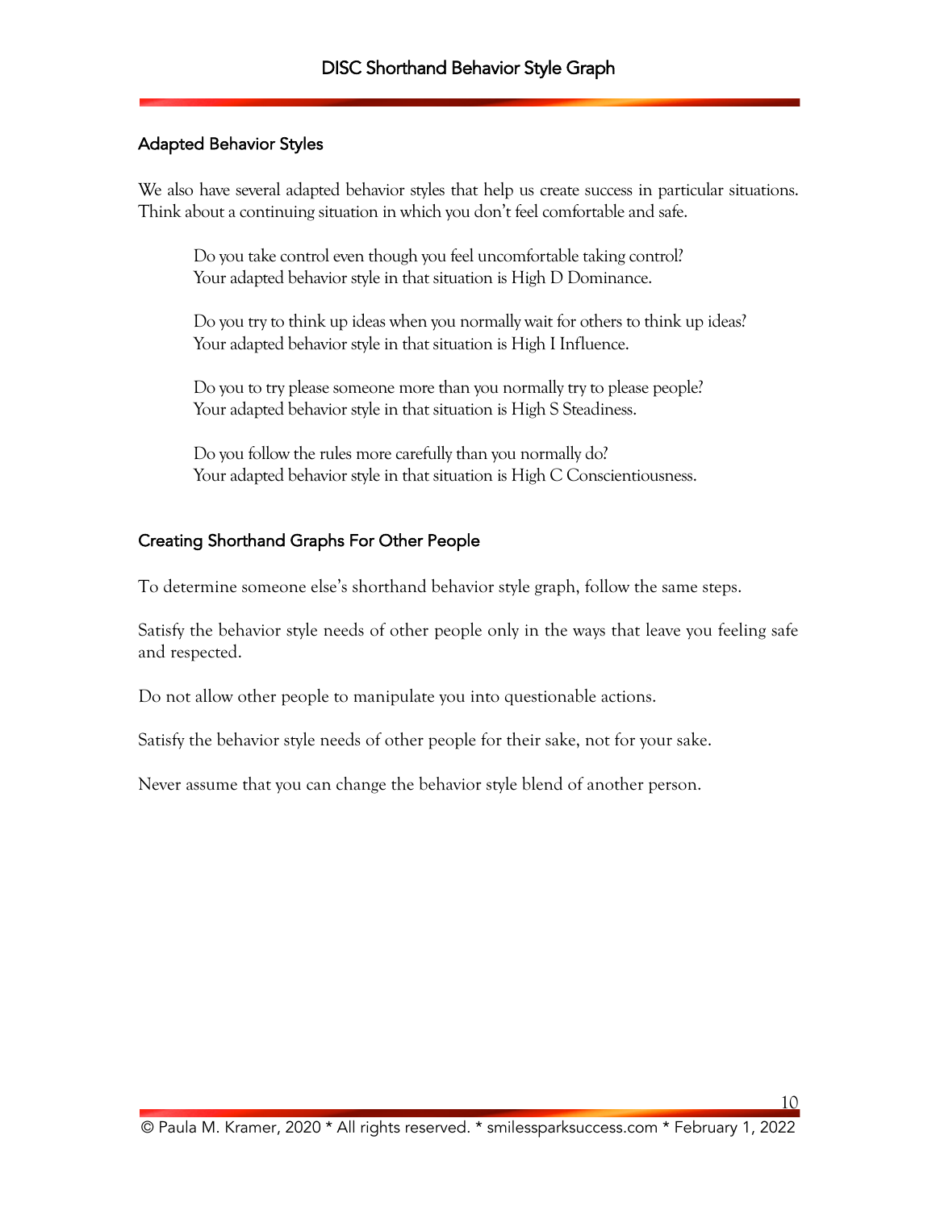## Adapted Behavior Styles

We also have several adapted behavior styles that help us create success in particular situations. Think about a continuing situation in which you don't feel comfortable and safe.

> Do you take control even though you feel uncomfortable taking control?
> Your adapted behavior style in that situation is High D Dominance.
>
> Do you try to think up ideas when you normally wait for others to think up ideas?
> Your adapted behavior style in that situation is High I Influence.
>
> Do you to try please someone more than you normally try to please people?
> Your adapted behavior style in that situation is High S Steadiness.
>
> Do you follow the rules more carefully than you normally do?
> Your adapted behavior style in that situation is High C Conscientiousness.

## Creating Shorthand Graphs For Other People

To determine someone else's shorthand behavior style graph, follow the same steps.

Satisfy the behavior style needs of other people only in the ways that leave you feeling safe and respected.

Do not allow other people to manipulate you into questionable actions.

Satisfy the behavior style needs of other people for their sake, not for your sake.

Never assume that you can change the behavior style blend of another person.